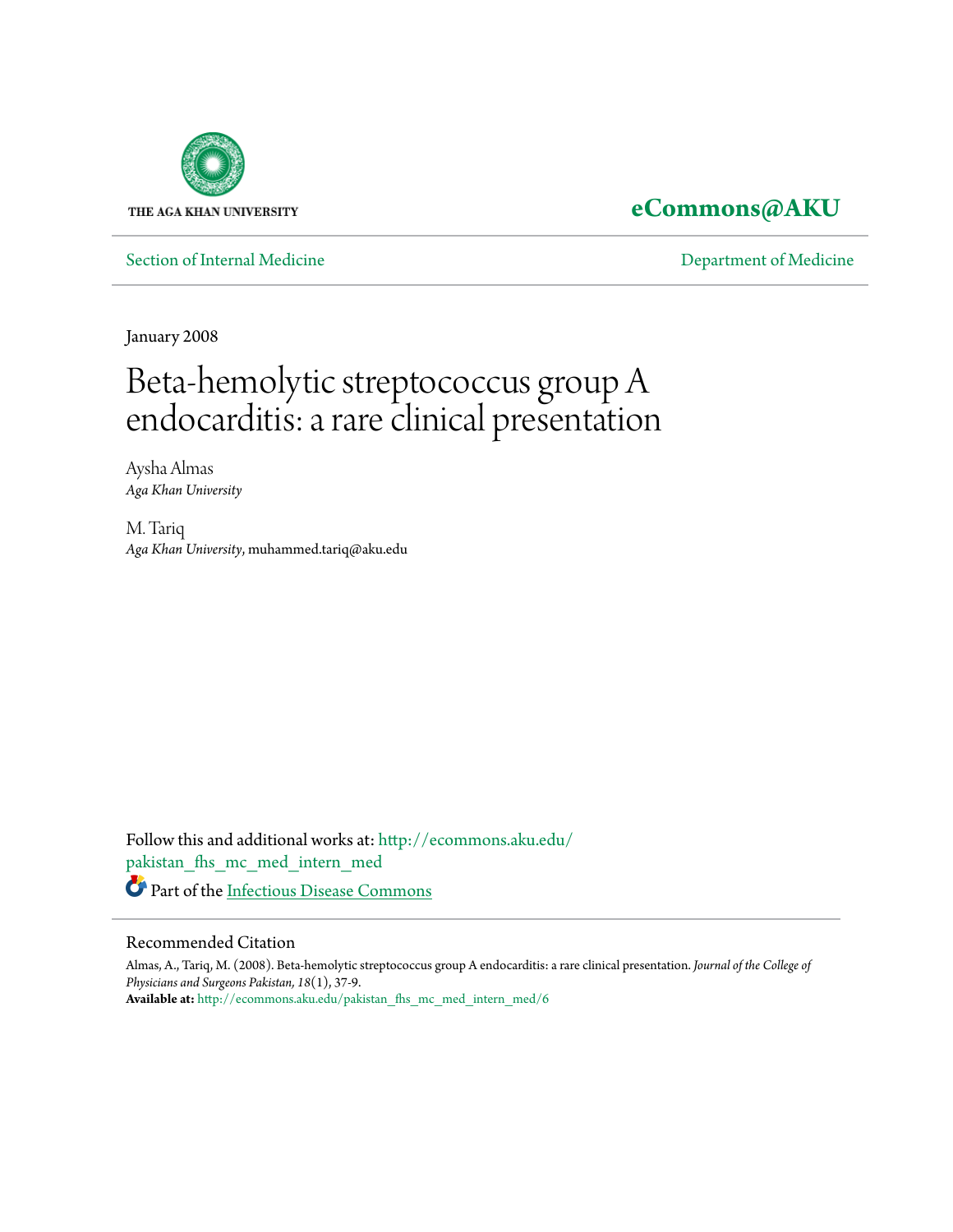THE AGA KHAN UNIVERSITY

**eCommons@AKU**

Section of Internal Medicine | Department of Medicine

January 2008

# Beta-hemolytic streptococcus group A endocarditis: a rare clinical presentation

Aysha Almas
*Aga Khan University*

M. Tariq
*Aga Khan University*, muhammed.tariq@aku.edu

Follow this and additional works at: http://ecommons.aku.edu/pakistan_fhs_mc_med_intern_med

Part of the Infectious Disease Commons

## Recommended Citation

Almas, A., Tariq, M. (2008). Beta-hemolytic streptococcus group A endocarditis: a rare clinical presentation. *Journal of the College of Physicians and Surgeons Pakistan, 18*(1), 37-9.
**Available at:** http://ecommons.aku.edu/pakistan_fhs_mc_med_intern_med/6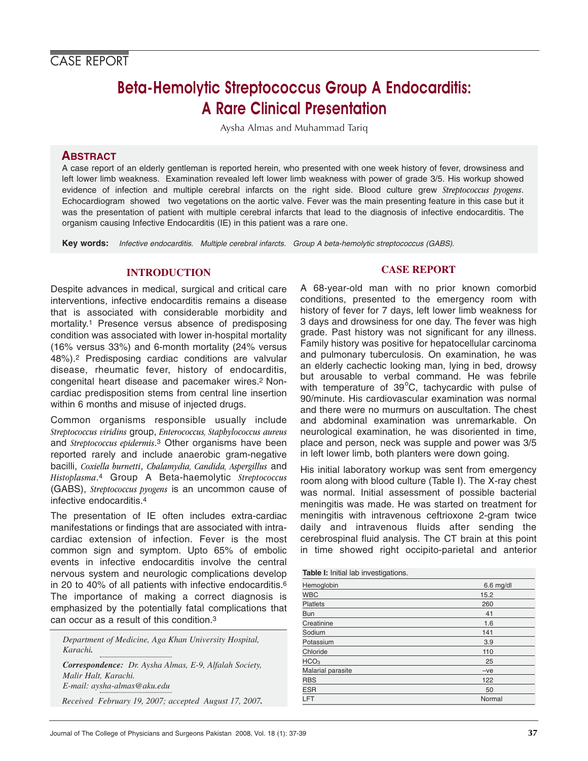CASE REPORT

# Beta-Hemolytic Streptococcus Group A Endocarditis: A Rare Clinical Presentation

Aysha Almas and Muhammad Tariq

## ABSTRACT

A case report of an elderly gentleman is reported herein, who presented with one week history of fever, drowsiness and left lower limb weakness. Examination revealed left lower limb weakness with power of grade 3/5. His workup showed evidence of infection and multiple cerebral infarcts on the right side. Blood culture grew *Streptococcus pyogens*. Echocardiogram showed two vegetations on the aortic valve. Fever was the main presenting feature in this case but it was the presentation of patient with multiple cerebral infarcts that lead to the diagnosis of infective endocarditis. The organism causing Infective Endocarditis (IE) in this patient was a rare one.

**Key words:** *Infective endocarditis. Multiple cerebral infarcts. Group A beta-hemolytic streptococcus (GABS).*

## INTRODUCTION

Despite advances in medical, surgical and critical care interventions, infective endocarditis remains a disease that is associated with considerable morbidity and mortality.[1] Presence versus absence of predisposing condition was associated with lower in-hospital mortality (16% versus 33%) and 6-month mortality (24% versus 48%).[2] Predisposing cardiac conditions are valvular disease, rheumatic fever, history of endocarditis, congenital heart disease and pacemaker wires.[2] Non-cardiac predisposition stems from central line insertion within 6 months and misuse of injected drugs.

Common organisms responsible usually include *Streptococcus viridins* group, *Enterococcus, Staphylococcus aureus* and *Streptococcus epidermis*.[3] Other organisms have been reported rarely and include anaerobic gram-negative bacilli, *Coxiella burnetti*, *Chalamydia, Candida, Aspergillus* and *Histoplasma*.[4] Group A Beta-haemolytic *Streptococcus* (GABS), *Streptococcus pyogens* is an uncommon cause of infective endocarditis.[4]

The presentation of IE often includes extra-cardiac manifestations or findings that are associated with intra-cardiac extension of infection. Fever is the most common sign and symptom. Upto 65% of embolic events in infective endocarditis involve the central nervous system and neurologic complications develop in 20 to 40% of all patients with infective endocarditis.[6] The importance of making a correct diagnosis is emphasized by the potentially fatal complications that can occur as a result of this condition.[3]

*Department of Medicine, Aga Khan University Hospital, Karachi.*

***Correspondence:** Dr. Aysha Almas, E-9, Alfalah Society, Malir Halt, Karachi.*
*E-mail: aysha-almas@aku.edu*

*Received February 19, 2007; accepted August 17, 2007.*

## CASE REPORT

A 68-year-old man with no prior known comorbid conditions, presented to the emergency room with history of fever for 7 days, left lower limb weakness for 3 days and drowsiness for one day. The fever was high grade. Past history was not significant for any illness. Family history was positive for hepatocellular carcinoma and pulmonary tuberculosis. On examination, he was an elderly cachectic looking man, lying in bed, drowsy but arousable to verbal command. He was febrile with temperature of 39°C, tachycardic with pulse of 90/minute. His cardiovascular examination was normal and there were no murmurs on auscultation. The chest and abdominal examination was unremarkable. On neurological examination, he was disoriented in time, place and person, neck was supple and power was 3/5 in left lower limb, both planters were down going.

His initial laboratory workup was sent from emergency room along with blood culture (Table I). The X-ray chest was normal. Initial assessment of possible bacterial meningitis was made. He was started on treatment for meningitis with intravenous ceftrioxone 2-gram twice daily and intravenous fluids after sending the cerebrospinal fluid analysis. The CT brain at this point in time showed right occipito-parietal and anterior

**Table I:** Initial lab investigations.

| | |
|---|---|
| Hemoglobin | 6.6 mg/dl |
| WBC | 15.2 |
| Platlets | 260 |
| Bun | 41 |
| Creatinine | 1.6 |
| Sodium | 141 |
| Potassium | 3.9 |
| Chloride | 110 |
| $HCO_3$ | 25 |
| Malarial parasite | –ve |
| RBS | 122 |
| ESR | 50 |
| LFT | Normal |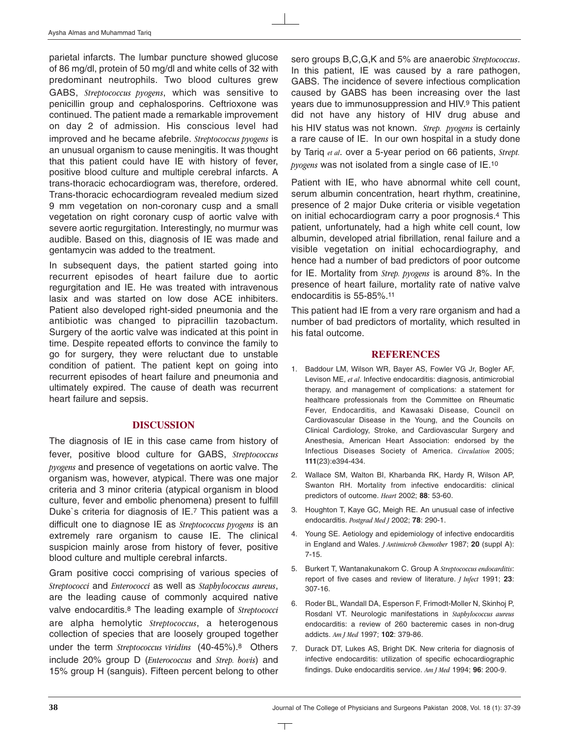parietal infarcts. The lumbar puncture showed glucose of 86 mg/dl, protein of 50 mg/dl and white cells of 32 with predominant neutrophils. Two blood cultures grew GABS, *Streptococcus pyogens*, which was sensitive to penicillin group and cephalosporins. Ceftrioxone was continued. The patient made a remarkable improvement on day 2 of admission. His conscious level had improved and he became afebrile. *Streptococcus pyogens* is an unusual organism to cause meningitis. It was thought that this patient could have IE with history of fever, positive blood culture and multiple cerebral infarcts. A trans-thoracic echocardiogram was, therefore, ordered. Trans-thoracic echocardiogram revealed medium sized 9 mm vegetation on non-coronary cusp and a small vegetation on right coronary cusp of aortic valve with severe aortic regurgitation. Interestingly, no murmur was audible. Based on this, diagnosis of IE was made and gentamycin was added to the treatment.

In subsequent days, the patient started going into recurrent episodes of heart failure due to aortic regurgitation and IE. He was treated with intravenous lasix and was started on low dose ACE inhibiters. Patient also developed right-sided pneumonia and the antibiotic was changed to pipracillin tazobactum. Surgery of the aortic valve was indicated at this point in time. Despite repeated efforts to convince the family to go for surgery, they were reluctant due to unstable condition of patient. The patient kept on going into recurrent episodes of heart failure and pneumonia and ultimately expired. The cause of death was recurrent heart failure and sepsis.

## DISCUSSION

The diagnosis of IE in this case came from history of fever, positive blood culture for GABS, *Streptococcus pyogens* and presence of vegetations on aortic valve. The organism was, however, atypical. There was one major criteria and 3 minor criteria (atypical organism in blood culture, fever and embolic phenomena) present to fulfill Duke`s criteria for diagnosis of IE.[7] This patient was a difficult one to diagnose IE as *Streptococcus pyogens* is an extremely rare organism to cause IE. The clinical suspicion mainly arose from history of fever, positive blood culture and multiple cerebral infarcts.

Gram positive cocci comprising of various species of *Streptococci* and *Enterococci* as well as *Staphylococcus aureus*, are the leading cause of commonly acquired native valve endocarditis.[8] The leading example of *Streptococci* are alpha hemolytic *Streptococcus*, a heterogenous collection of species that are loosely grouped together under the term *Streptococcus viridins* (40-45%).[8] Others include 20% group D (*Enterococcus* and *Strep. bovis*) and 15% group H (sanguis). Fifteen percent belong to other sero groups B,C,G,K and 5% are anaerobic *Streptococcus*. In this patient, IE was caused by a rare pathogen, GABS. The incidence of severe infectious complication caused by GABS has been increasing over the last years due to immunosuppression and HIV.[9] This patient did not have any history of HIV drug abuse and his HIV status was not known. *Strep. pyogens* is certainly a rare cause of IE. In our own hospital in a study done by Tariq *et al*. over a 5-year period on 66 patients, *Strept. pyogens* was not isolated from a single case of IE.[10]

Patient with IE, who have abnormal white cell count, serum albumin concentration, heart rhythm, creatinine, presence of 2 major Duke criteria or visible vegetation on initial echocardiogram carry a poor prognosis.[4] This patient, unfortunately, had a high white cell count, low albumin, developed atrial fibrillation, renal failure and a visible vegetation on initial echocardiography, and hence had a number of bad predictors of poor outcome for IE. Mortality from *Strep. pyogens* is around 8%. In the presence of heart failure, mortality rate of native valve endocarditis is 55-85%.[11]

This patient had IE from a very rare organism and had a number of bad predictors of mortality, which resulted in his fatal outcome.

## REFERENCES

1. Baddour LM, Wilson WR, Bayer AS, Fowler VG Jr, Bogler AF, Levison ME, *et al*. Infective endocarditis: diagnosis, antimicrobial therapy, and management of complications: a statement for healthcare professionals from the Committee on Rheumatic Fever, Endocarditis, and Kawasaki Disease, Council on Cardiovascular Disease in the Young, and the Councils on Clinical Cardiology, Stroke, and Cardiovascular Surgery and Anesthesia, American Heart Association: endorsed by the Infectious Diseases Society of America. *Circulation* 2005; **111**(23):e394-434.
2. Wallace SM, Walton BI, Kharbanda RK, Hardy R, Wilson AP, Swanton RH. Mortality from infective endocarditis: clinical predictors of outcome. *Heart* 2002; **88**: 53-60.
3. Houghton T, Kaye GC, Meigh RE. An unusual case of infective endocarditis. *Postgrad Med J* 2002; **78**: 290-1.
4. Young SE. Aetiology and epidemiology of infective endocarditis in England and Wales. *J Antimicrob Chemother* 1987; **20** (suppl A): 7-15.
5. Burkert T, Wantanakunakorn C. Group A *Streptococcus endocarditis*: report of five cases and review of literature. *J Infect* 1991; **23**: 307-16.
6. Roder BL, Wandall DA, Esperson F, Frimodt-Moller N, Skinhoj P, Rosdanl VT. Neurologic manifestations in *Staphylococcus aureus* endocarditis: a review of 260 bacteremic cases in non-drug addicts. *Am J Med* 1997; **102**: 379-86.
7. Durack DT, Lukes AS, Bright DK. New criteria for diagnosis of infective endocarditis: utilization of specific echocardiographic findings. Duke endocarditis service. *Am J Med* 1994; **96**: 200-9.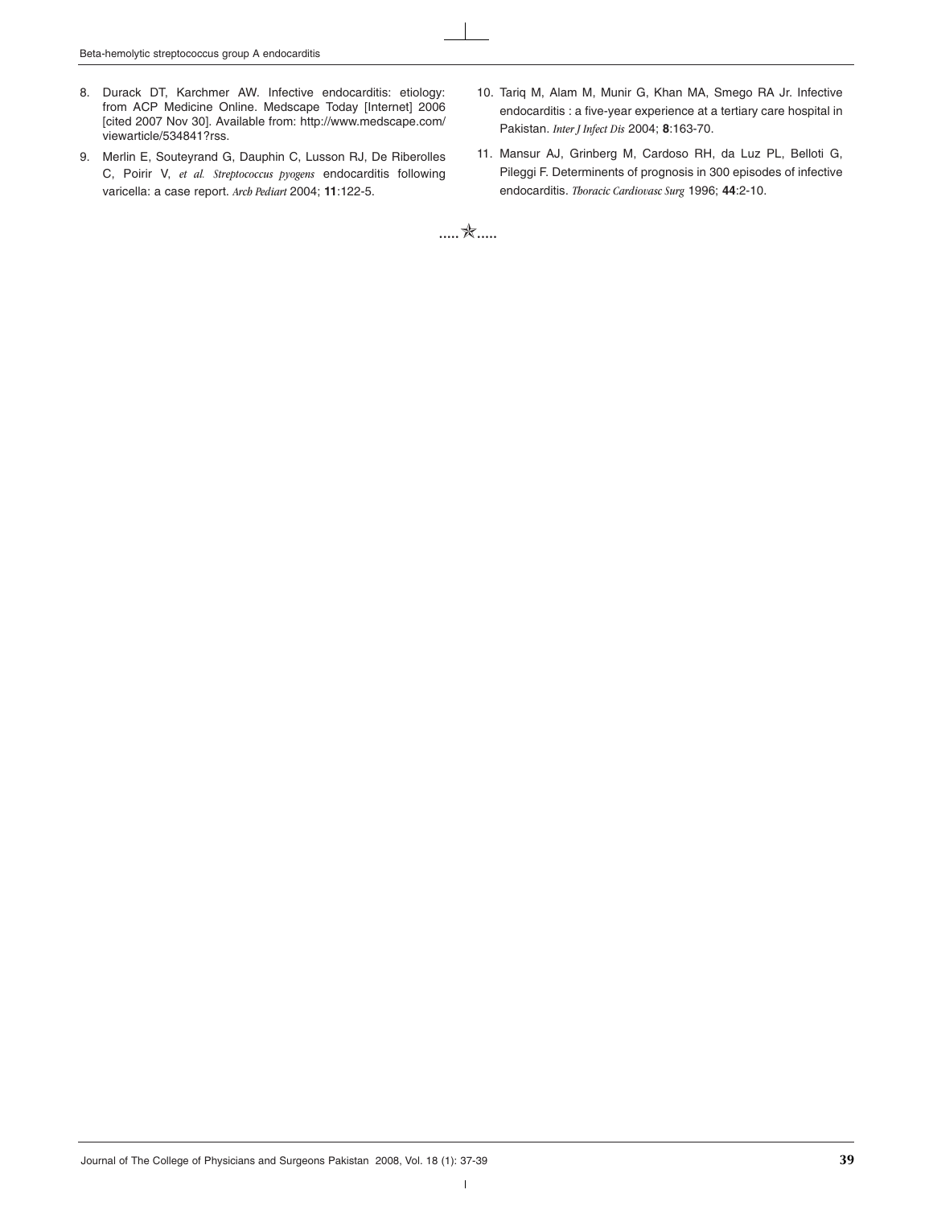8. Durack DT, Karchmer AW. Infective endocarditis: etiology: from ACP Medicine Online. Medscape Today [Internet] 2006 [cited 2007 Nov 30]. Available from: http://www.medscape.com/viewarticle/534841?rss.

9. Merlin E, Souteyrand G, Dauphin C, Lusson RJ, De Riberolles C, Poirir V, *et al. Streptococcus pyogens* endocarditis following varicella: a case report. *Arch Pediart* 2004; **11**:122-5.

10. Tariq M, Alam M, Munir G, Khan MA, Smego RA Jr. Infective endocarditis : a five-year experience at a tertiary care hospital in Pakistan. *Inter J Infect Dis* 2004; **8**:163-70.

11. Mansur AJ, Grinberg M, Cardoso RH, da Luz PL, Belloti G, Pileggi F. Determinents of prognosis in 300 episodes of infective endocarditis. *Thoracic Cardiovasc Surg* 1996; **44**:2-10.